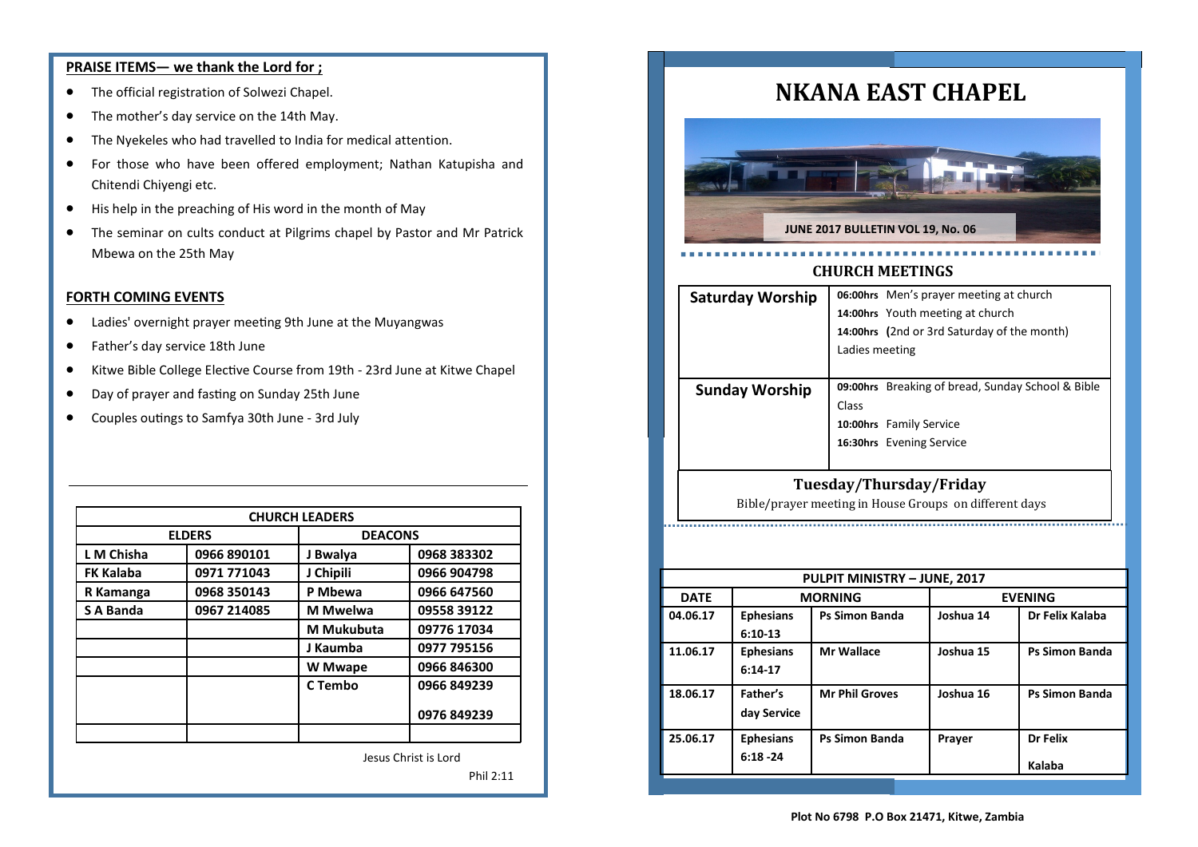**PRAISE ITEMS— we thank the Lord for ;**

- The official registration of Solwezi Chapel.
- The mother's day service on the 14th May.
- The Nyekeles who had travelled to India for medical attention.
- For those who have been offered employment; Nathan Katupisha and Chitendi Chiyengi etc.
- His help in the preaching of His word in the month of May
- The seminar on cults conduct at Pilgrims chapel by Pastor and Mr Patrick Mbewa on the 25th May

**FORTH COMING EVENTS**

- Ladies' overnight prayer meeting 9th June at the Muyangwas
- Father's day service 18th June
- Kitwe Bible College Elective Course from 19th - 23rd June at Kitwe Chapel
- Day of prayer and fasting on Sunday 25th June
- Couples outings to Samfya 30th June - 3rd July

| CHURCH LEADERS | | | |
|---|---|---|---|
| **ELDERS** | | **DEACONS** | |
| L M Chisha | 0966 890101 | J Bwalya | 0968 383302 |
| FK Kalaba | 0971 771043 | J Chipili | 0966 904798 |
| R Kamanga | 0968 350143 | P Mbewa | 0966 647560 |
| S A Banda | 0967 214085 | M Mwelwa | 09558 39122 |
| | | M Mukubuta | 09776 17034 |
| | | J Kaumba | 0977 795156 |
| | | W Mwape | 0966 846300 |
| | | C Tembo | 0966 849239<br>0976 849239 |
| | | | |

Jesus Christ is Lord

Phil 2:11

# NKANA EAST CHAPEL

JUNE 2017 BULLETIN VOL 19, No. 06

## CHURCH MEETINGS

| | |
|---|---|
| **Saturday Worship** | **06:00hrs** Men's prayer meeting at church<br>**14:00hrs** Youth meeting at church<br>**14:00hrs (**2nd or 3rd Saturday of the month) Ladies meeting |
| **Sunday Worship** | **09:00hrs** Breaking of bread, Sunday School & Bible Class<br>**10:00hrs** Family Service<br>**16:30hrs** Evening Service |

**Tuesday/Thursday/Friday**

Bible/prayer meeting in House Groups on different days

| PULPIT MINISTRY – JUNE, 2017 | | | | |
|---|---|---|---|---|
| **DATE** | **MORNING** | | **EVENING** | |
| 04.06.17 | Ephesians 6:10-13 | Ps Simon Banda | Joshua 14 | Dr Felix Kalaba |
| 11.06.17 | Ephesians 6:14-17 | Mr Wallace | Joshua 15 | Ps Simon Banda |
| 18.06.17 | Father's day Service | Mr Phil Groves | Joshua 16 | Ps Simon Banda |
| 25.06.17 | Ephesians 6:18 -24 | Ps Simon Banda | Prayer | Dr Felix Kalaba |

Plot No 6798 P.O Box 21471, Kitwe, Zambia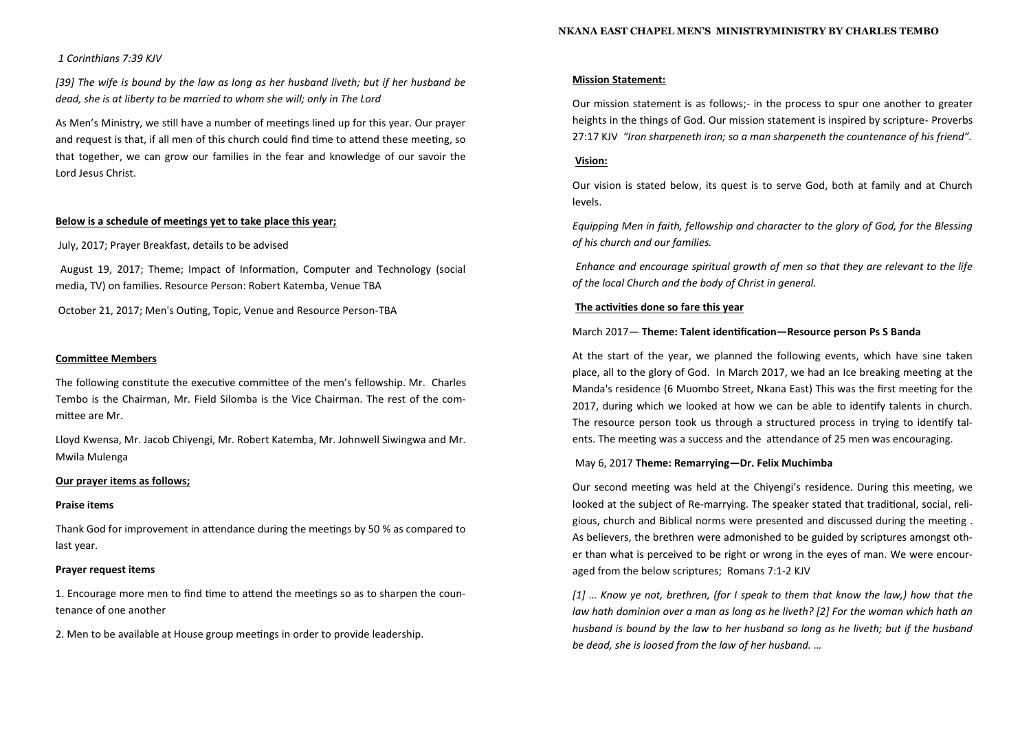*1 Corinthians 7:39 KJV*

*[39] The wife is bound by the law as long as her husband liveth; but if her husband be dead, she is at liberty to be married to whom she will; only in The Lord*

As Men's Ministry, we still have a number of meetings lined up for this year. Our prayer and request is that, if all men of this church could find time to attend these meeting, so that together, we can grow our families in the fear and knowledge of our savoir the Lord Jesus Christ.

**Below is a schedule of meetings yet to take place this year;**

July, 2017; Prayer Breakfast, details to be advised

August 19, 2017; Theme; Impact of Information, Computer and Technology (social media, TV) on families. Resource Person: Robert Katemba, Venue TBA

October 21, 2017; Men's Outing, Topic, Venue and Resource Person-TBA

**Committee Members**

The following constitute the executive committee of the men's fellowship. Mr. Charles Tembo is the Chairman, Mr. Field Silomba is the Vice Chairman. The rest of the committee are Mr.

Lloyd Kwensa, Mr. Jacob Chiyengi, Mr. Robert Katemba, Mr. Johnwell Siwingwa and Mr. Mwila Mulenga

**Our prayer items as follows;**

**Praise items**

Thank God for improvement in attendance during the meetings by 50 % as compared to last year.

**Prayer request items**

1. Encourage more men to find time to attend the meetings so as to sharpen the countenance of one another

2. Men to be available at House group meetings in order to provide leadership.

**Mission Statement:**

Our mission statement is as follows;- in the process to spur one another to greater heights in the things of God. Our mission statement is inspired by scripture- Proverbs 27:17 KJV *"Iron sharpeneth iron; so a man sharpeneth the countenance of his friend".*

**Vision:**

Our vision is stated below, its quest is to serve God, both at family and at Church levels.

*Equipping Men in faith, fellowship and character to the glory of God, for the Blessing of his church and our families.*

*Enhance and encourage spiritual growth of men so that they are relevant to the life of the local Church and the body of Christ in general.*

**The activities done so fare this year**

March 2017— **Theme: Talent identification—Resource person Ps S Banda**

At the start of the year, we planned the following events, which have sine taken place, all to the glory of God. In March 2017, we had an Ice breaking meeting at the Manda's residence (6 Muombo Street, Nkana East) This was the first meeting for the 2017, during which we looked at how we can be able to identify talents in church. The resource person took us through a structured process in trying to identify talents. The meeting was a success and the attendance of 25 men was encouraging.

May 6, 2017 **Theme: Remarrying—Dr. Felix Muchimba**

Our second meeting was held at the Chiyengi's residence. During this meeting, we looked at the subject of Re-marrying. The speaker stated that traditional, social, religious, church and Biblical norms were presented and discussed during the meeting . As believers, the brethren were admonished to be guided by scriptures amongst other than what is perceived to be right or wrong in the eyes of man. We were encouraged from the below scriptures; Romans 7:1-2 KJV

*[1] … Know ye not, brethren, (for I speak to them that know the law,) how that the law hath dominion over a man as long as he liveth? [2] For the woman which hath an husband is bound by the law to her husband so long as he liveth; but if the husband be dead, she is loosed from the law of her husband. …*